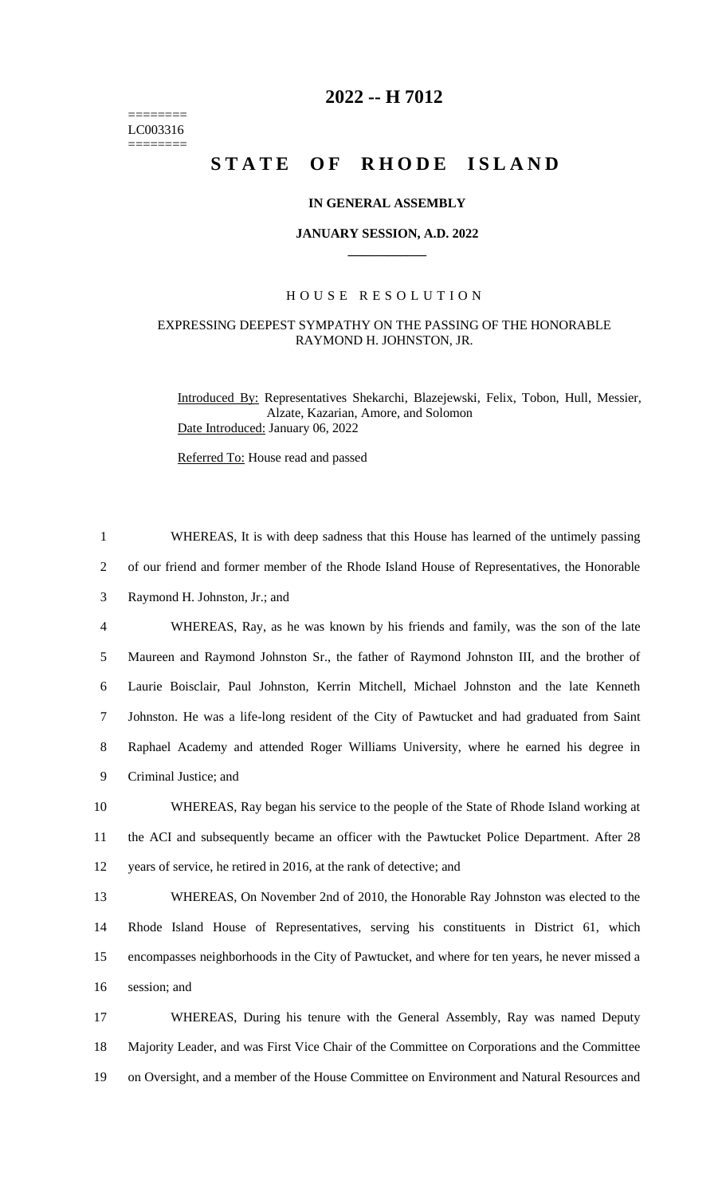========
LC003316
========

# 2022 -- H 7012

# STATE OF RHODE ISLAND

**IN GENERAL ASSEMBLY**

**JANUARY SESSION, A.D. 2022**

HOUSE RESOLUTION

EXPRESSING DEEPEST SYMPATHY ON THE PASSING OF THE HONORABLE RAYMOND H. JOHNSTON, JR.

Introduced By: Representatives Shekarchi, Blazejewski, Felix, Tobon, Hull, Messier, Alzate, Kazarian, Amore, and Solomon
Date Introduced: January 06, 2022

Referred To: House read and passed

1 WHEREAS, It is with deep sadness that this House has learned of the untimely passing
2 of our friend and former member of the Rhode Island House of Representatives, the Honorable
3 Raymond H. Johnston, Jr.; and

4 WHEREAS, Ray, as he was known by his friends and family, was the son of the late
5 Maureen and Raymond Johnston Sr., the father of Raymond Johnston III, and the brother of
6 Laurie Boisclair, Paul Johnston, Kerrin Mitchell, Michael Johnston and the late Kenneth
7 Johnston. He was a life-long resident of the City of Pawtucket and had graduated from Saint
8 Raphael Academy and attended Roger Williams University, where he earned his degree in
9 Criminal Justice; and

10 WHEREAS, Ray began his service to the people of the State of Rhode Island working at
11 the ACI and subsequently became an officer with the Pawtucket Police Department. After 28
12 years of service, he retired in 2016, at the rank of detective; and

13 WHEREAS, On November 2nd of 2010, the Honorable Ray Johnston was elected to the
14 Rhode Island House of Representatives, serving his constituents in District 61, which
15 encompasses neighborhoods in the City of Pawtucket, and where for ten years, he never missed a
16 session; and

17 WHEREAS, During his tenure with the General Assembly, Ray was named Deputy
18 Majority Leader, and was First Vice Chair of the Committee on Corporations and the Committee
19 on Oversight, and a member of the House Committee on Environment and Natural Resources and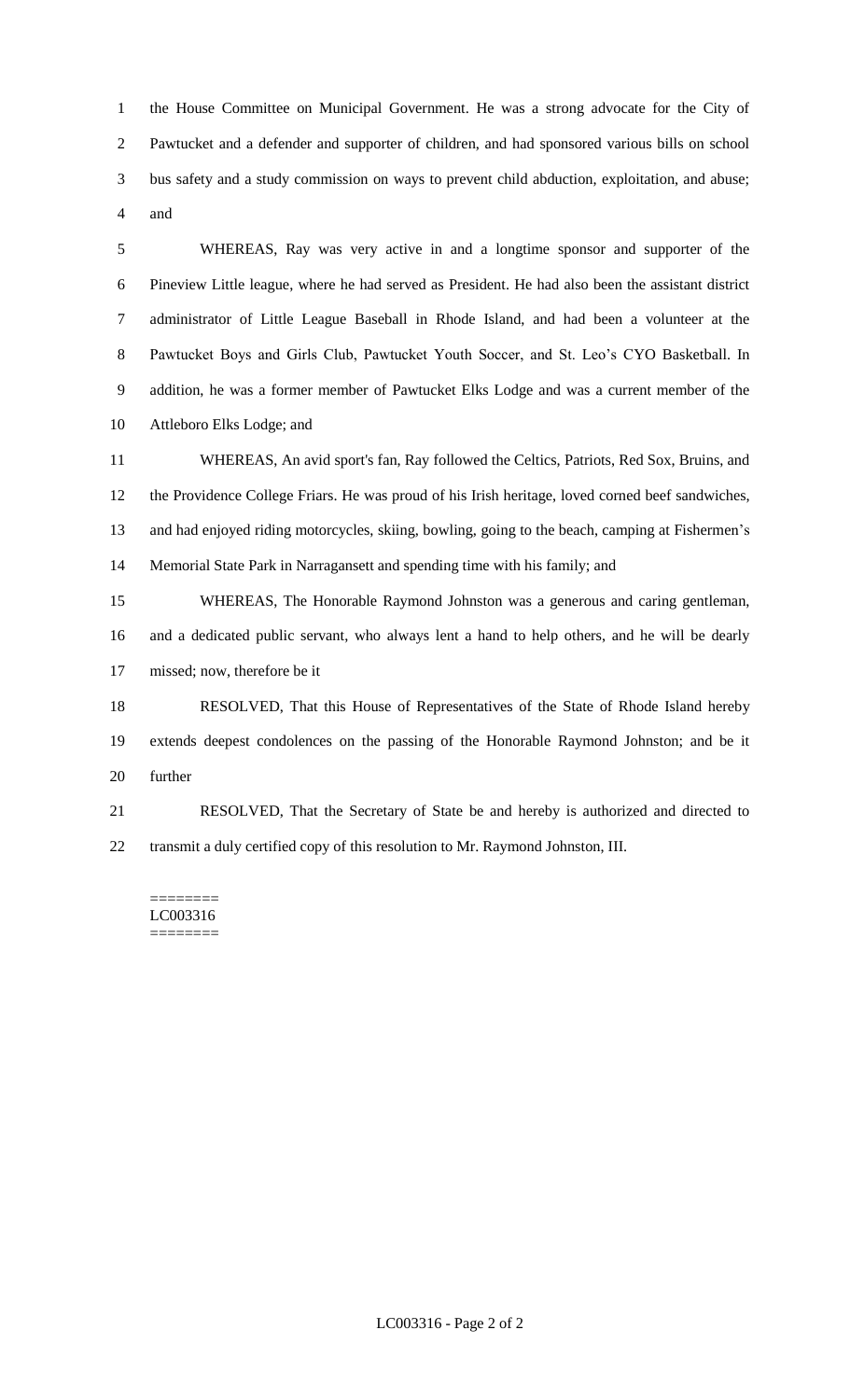the House Committee on Municipal Government. He was a strong advocate for the City of Pawtucket and a defender and supporter of children, and had sponsored various bills on school bus safety and a study commission on ways to prevent child abduction, exploitation, and abuse; and

WHEREAS, Ray was very active in and a longtime sponsor and supporter of the Pineview Little league, where he had served as President. He had also been the assistant district administrator of Little League Baseball in Rhode Island, and had been a volunteer at the Pawtucket Boys and Girls Club, Pawtucket Youth Soccer, and St. Leo's CYO Basketball. In addition, he was a former member of Pawtucket Elks Lodge and was a current member of the Attleboro Elks Lodge; and

WHEREAS, An avid sport's fan, Ray followed the Celtics, Patriots, Red Sox, Bruins, and the Providence College Friars. He was proud of his Irish heritage, loved corned beef sandwiches, and had enjoyed riding motorcycles, skiing, bowling, going to the beach, camping at Fishermen's Memorial State Park in Narragansett and spending time with his family; and

WHEREAS, The Honorable Raymond Johnston was a generous and caring gentleman, and a dedicated public servant, who always lent a hand to help others, and he will be dearly missed; now, therefore be it

RESOLVED, That this House of Representatives of the State of Rhode Island hereby extends deepest condolences on the passing of the Honorable Raymond Johnston; and be it further

RESOLVED, That the Secretary of State be and hereby is authorized and directed to transmit a duly certified copy of this resolution to Mr. Raymond Johnston, III.

========
LC003316
========